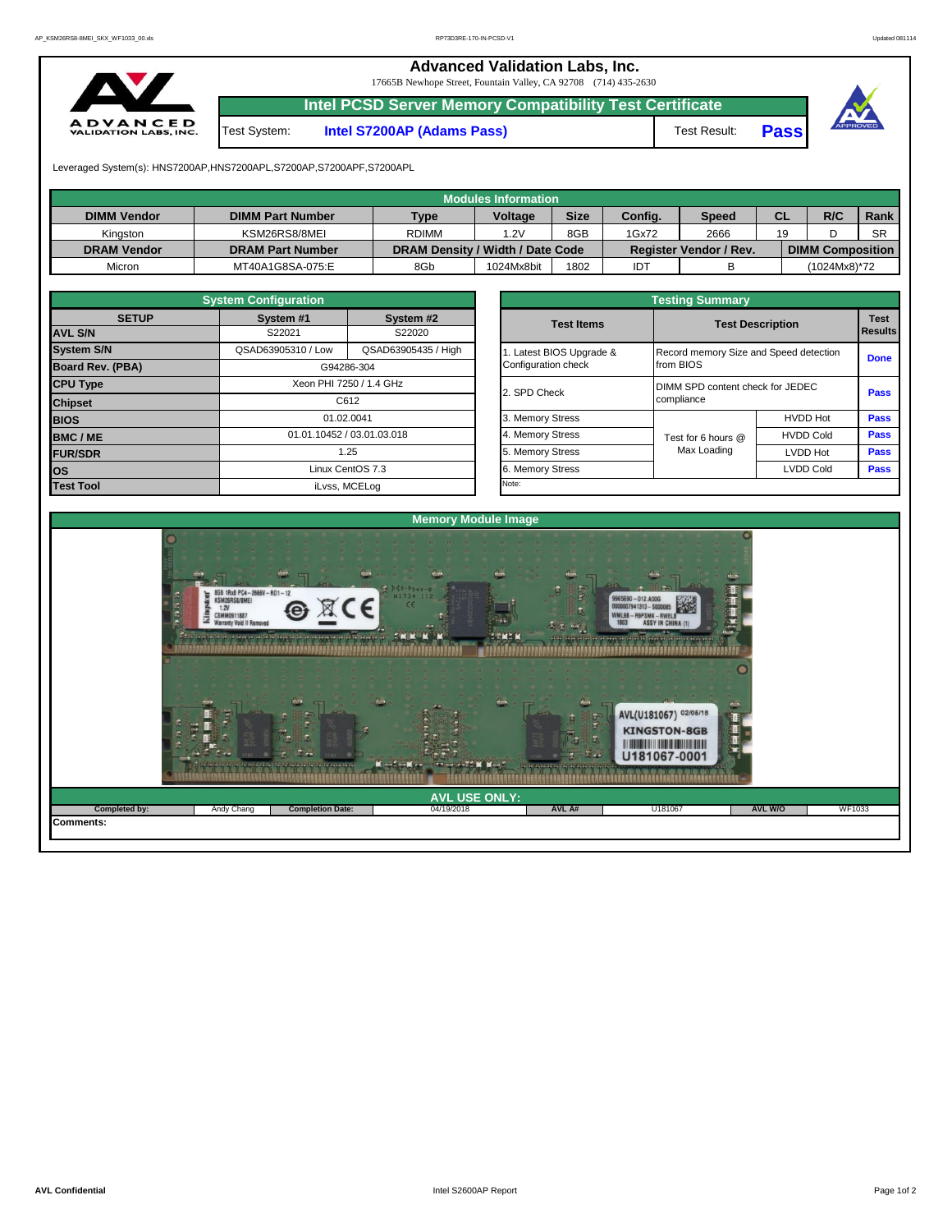# Advanced Validation Labs, Inc.

17665B Newhope Street, Fountain Valley, CA 92708 (714) 435-2630

## Intel PCSD Server Memory Compatibility Test Certificate

| Test System: | Intel S7200AP (Adams Pass) | Test Result: | Pass |
|---|---|---|---|

Leveraged System(s): HNS7200AP,HNS7200APL,S7200AP,S7200APF,S7200APL

**Modules Information**

| DIMM Vendor | DIMM Part Number | Type | Voltage | Size | Config. | Speed | CL | R/C | Rank |
|---|---|---|---|---|---|---|---|---|---|
| Kingston | KSM26RS8/8MEI | RDIMM | 1.2V | 8GB | 1Gx72 | 2666 | 19 | D | SR |
| **DRAM Vendor** | **DRAM Part Number** | **DRAM Density / Width / Date Code** | | | **Register Vendor / Rev.** | | **DIMM Composition** | | |
| Micron | MT40A1G8SA-075:E | 8Gb | 1024Mx8bit | 1802 | IDT | B | (1024Mx8)*72 | | |

**System Configuration**

| SETUP | System #1 | System #2 |
|---|---|---|
| AVL S/N | S22021 | S22020 |
| System S/N | QSAD63905310 / Low | QSAD63905435 / High |
| Board Rev. (PBA) | G94286-304 | |
| CPU Type | Xeon PHI 7250 / 1.4 GHz | |
| Chipset | C612 | |
| BIOS | 01.02.0041 | |
| BMC / ME | 01.01.10452 / 03.01.03.018 | |
| FUR/SDR | 1.25 | |
| OS | Linux CentOS 7.3 | |
| Test Tool | iLvss, MCELog | |

**Testing Summary**

| Test Items | Test Description | | Test Results |
|---|---|---|---|
| 1. Latest BIOS Upgrade & Configuration check | Record memory Size and Speed detection from BIOS | | Done |
| 2. SPD Check | DIMM SPD content check for JEDEC compliance | | Pass |
| 3. Memory Stress | Test for 6 hours @ Max Loading | HVDD Hot | Pass |
| 4. Memory Stress | | HVDD Cold | Pass |
| 5. Memory Stress | | LVDD Hot | Pass |
| 6. Memory Stress | | LVDD Cold | Pass |
| Note: | | | |

**Memory Module Image**

**AVL USE ONLY:**

| Completed by: | Andy Chang | Completion Date: | 04/19/2018 | AVL A# | U181067 | AVL W/O | WF1033 |
|---|---|---|---|---|---|---|---|

**Comments:**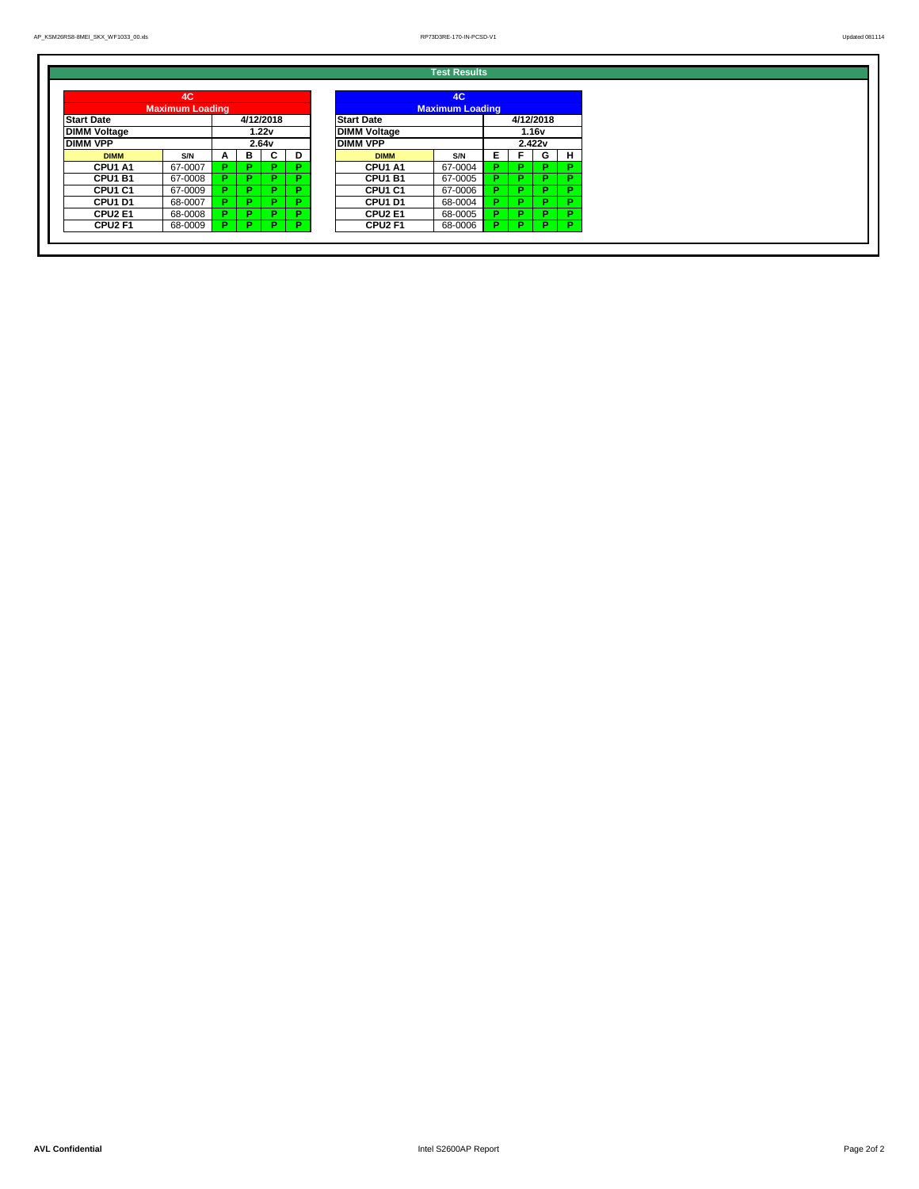## Test Results

| 4C Maximum Loading | | | | | |
|---|---|---|---|---|---|
| Start Date | | 4/12/2018 | | | |
| DIMM Voltage | | 1.22v | | | |
| DIMM VPP | | 2.64v | | | |
| DIMM | S/N | A | B | C | D |
| CPU1 A1 | 67-0007 | P | P | P | P |
| CPU1 B1 | 67-0008 | P | P | P | P |
| CPU1 C1 | 67-0009 | P | P | P | P |
| CPU1 D1 | 68-0007 | P | P | P | P |
| CPU2 E1 | 68-0008 | P | P | P | P |
| CPU2 F1 | 68-0009 | P | P | P | P |

| 4C Maximum Loading | | | | | |
|---|---|---|---|---|---|
| Start Date | | 4/12/2018 | | | |
| DIMM Voltage | | 1.16v | | | |
| DIMM VPP | | 2.422v | | | |
| DIMM | S/N | E | F | G | H |
| CPU1 A1 | 67-0004 | P | P | P | P |
| CPU1 B1 | 67-0005 | P | P | P | P |
| CPU1 C1 | 67-0006 | P | P | P | P |
| CPU1 D1 | 68-0004 | P | P | P | P |
| CPU2 E1 | 68-0005 | P | P | P | P |
| CPU2 F1 | 68-0006 | P | P | P | P |